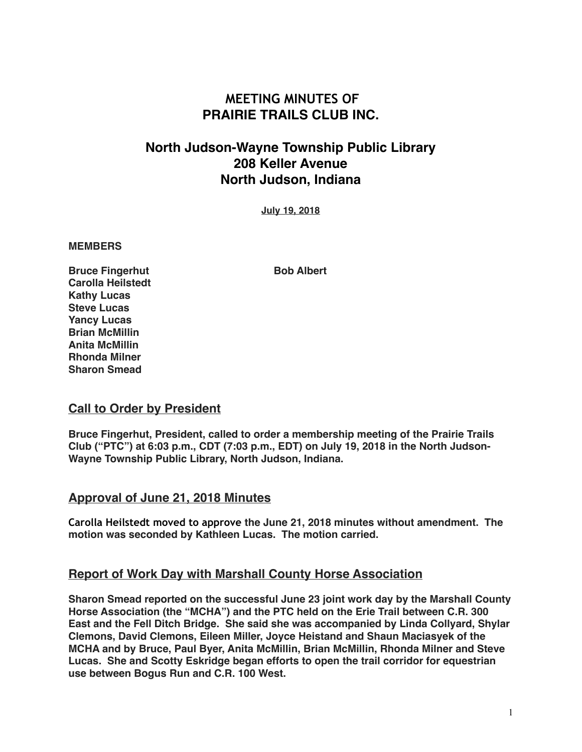# MEETING MINUTES OF PRAIRIE TRAILS CLUB INC.

## North Judson-Wayne Township Public Library
## 208 Keller Avenue
## North Judson, Indiana

**July 19, 2018**

**MEMBERS**

**Bruce Fingerhut**
**Carolla Heilstedt**
**Kathy Lucas**
**Steve Lucas**
**Yancy Lucas**
**Brian McMillin**
**Anita McMillin**
**Rhonda Milner**
**Sharon Smead**
**Bob Albert**

## Call to Order by President

**Bruce Fingerhut, President, called to order a membership meeting of the Prairie Trails Club ("PTC") at 6:03 p.m., CDT (7:03 p.m., EDT) on July 19, 2018 in the North Judson-Wayne Township Public Library, North Judson, Indiana.**

## Approval of June 21, 2018 Minutes

**Carolla Heilstedt moved to approve the June 21, 2018 minutes without amendment. The motion was seconded by Kathleen Lucas. The motion carried.**

## Report of Work Day with Marshall County Horse Association

**Sharon Smead reported on the successful June 23 joint work day by the Marshall County Horse Association (the "MCHA") and the PTC held on the Erie Trail between C.R. 300 East and the Fell Ditch Bridge. She said she was accompanied by Linda Collyard, Shylar Clemons, David Clemons, Eileen Miller, Joyce Heistand and Shaun Maciasyek of the MCHA and by Bruce, Paul Byer, Anita McMillin, Brian McMillin, Rhonda Milner and Steve Lucas. She and Scotty Eskridge began efforts to open the trail corridor for equestrian use between Bogus Run and C.R. 100 West.**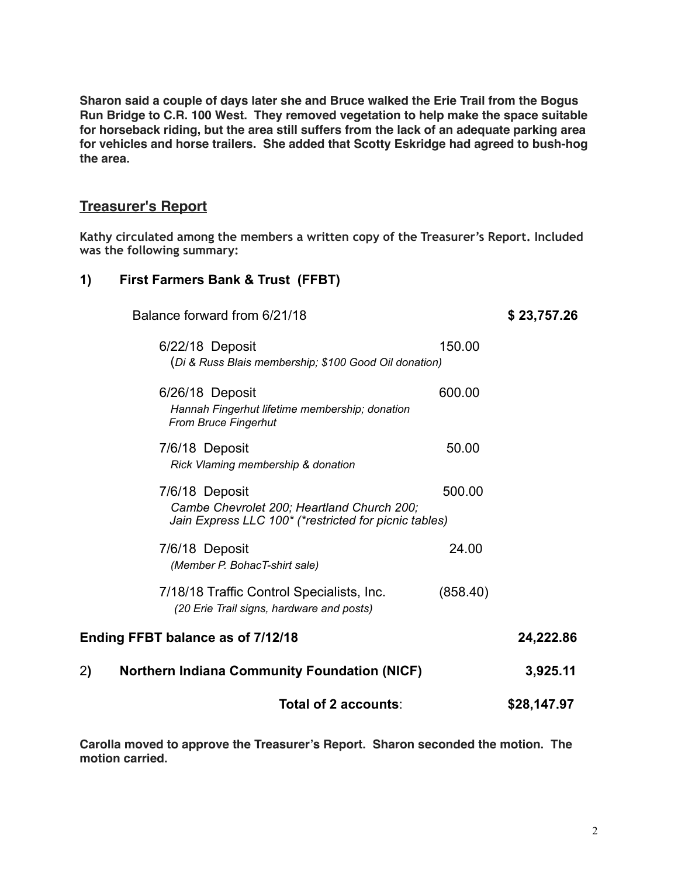**Sharon said a couple of days later she and Bruce walked the Erie Trail from the Bogus Run Bridge to C.R. 100 West. They removed vegetation to help make the space suitable for horseback riding, but the area still suffers from the lack of an adequate parking area for vehicles and horse trailers. She added that Scotty Eskridge had agreed to bush-hog the area.**

## Treasurer's Report

**Kathy circulated among the members a written copy of the Treasurer's Report. Included was the following summary:**

### 1) First Farmers Bank & Trust (FFBT)

| | | |
|---|---|---|
| Balance forward from 6/21/18 | | **$ 23,757.26** |
| 6/22/18 Deposit<br>(*Di & Russ Blais membership; $100 Good Oil donation)* | 150.00 | |
| 6/26/18 Deposit<br>*Hannah Fingerhut lifetime membership; donation From Bruce Fingerhut* | 600.00 | |
| 7/6/18 Deposit<br>*Rick Vlaming membership & donation* | 50.00 | |
| 7/6/18 Deposit<br>*Cambe Chevrolet 200; Heartland Church 200; Jain Express LLC 100* (*restricted for picnic tables)* | 500.00 | |
| 7/6/18 Deposit<br>*(Member P. BohacT-shirt sale)* | 24.00 | |
| 7/18/18 Traffic Control Specialists, Inc.<br>*(20 Erie Trail signs, hardware and posts)* | (858.40) | |
| **Ending FFBT balance as of 7/12/18** | | **24,222.86** |
| **2) Northern Indiana Community Foundation (NICF)** | | **3,925.11** |
| **Total of 2 accounts**: | | **$28,147.97** |

**Carolla moved to approve the Treasurer's Report. Sharon seconded the motion. The motion carried.**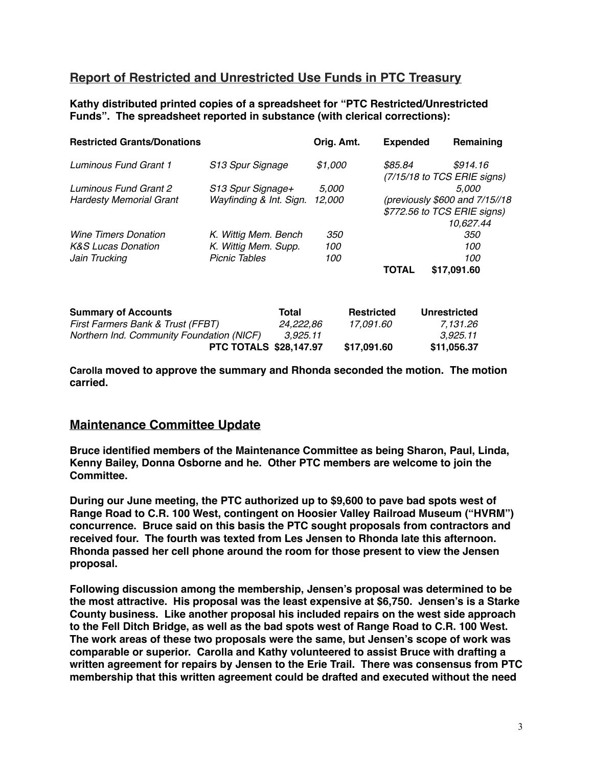## Report of Restricted and Unrestricted Use Funds in PTC Treasury

**Kathy distributed printed copies of a spreadsheet for "PTC Restricted/Unrestricted Funds". The spreadsheet reported in substance (with clerical corrections):**

| Restricted Grants/Donations | | Orig. Amt. | Expended | Remaining |
|---|---|---|---|---|
| *Luminous Fund Grant 1* | *S13 Spur Signage* | *$1,000* | *$85.84 (7/15/18 to TCS ERIE signs)* | *$914.16* |
| *Luminous Fund Grant 2* | *S13 Spur Signage+* | *5,000* | | *5,000* |
| *Hardesty Memorial Grant* | *Wayfinding & Int. Sign.* | *12,000* | *(previously $600 and 7/15//18 $772.56 to TCS ERIE signs)* | *10,627.44* |
| *Wine Timers Donation* | *K. Wittig Mem. Bench* | *350* | | *350* |
| *K&S Lucas Donation* | *K. Wittig Mem. Supp.* | *100* | | *100* |
| *Jain Trucking* | *Picnic Tables* | *100* | | *100* |
| | | | **TOTAL** | **$17,091.60** |

| Summary of Accounts | Total | Restricted | Unrestricted |
|---|---|---|---|
| *First Farmers Bank & Trust (FFBT)* | *24,222.86* | *17,091.60* | *7,131.26* |
| *Northern Ind. Community Foundation (NICF)* | *3,925.11* | | *3,925.11* |
| **PTC TOTALS** | **$28,147.97** | **$17,091.60** | **$11,056.37** |

**Carolla moved to approve the summary and Rhonda seconded the motion. The motion carried.**

## Maintenance Committee Update

**Bruce identified members of the Maintenance Committee as being Sharon, Paul, Linda, Kenny Bailey, Donna Osborne and he. Other PTC members are welcome to join the Committee.**

**During our June meeting, the PTC authorized up to $9,600 to pave bad spots west of Range Road to C.R. 100 West, contingent on Hoosier Valley Railroad Museum ("HVRM") concurrence. Bruce said on this basis the PTC sought proposals from contractors and received four. The fourth was texted from Les Jensen to Rhonda late this afternoon. Rhonda passed her cell phone around the room for those present to view the Jensen proposal.**

**Following discussion among the membership, Jensen's proposal was determined to be the most attractive. His proposal was the least expensive at $6,750. Jensen's is a Starke County business. Like another proposal his included repairs on the west side approach to the Fell Ditch Bridge, as well as the bad spots west of Range Road to C.R. 100 West. The work areas of these two proposals were the same, but Jensen's scope of work was comparable or superior. Carolla and Kathy volunteered to assist Bruce with drafting a written agreement for repairs by Jensen to the Erie Trail. There was consensus from PTC membership that this written agreement could be drafted and executed without the need**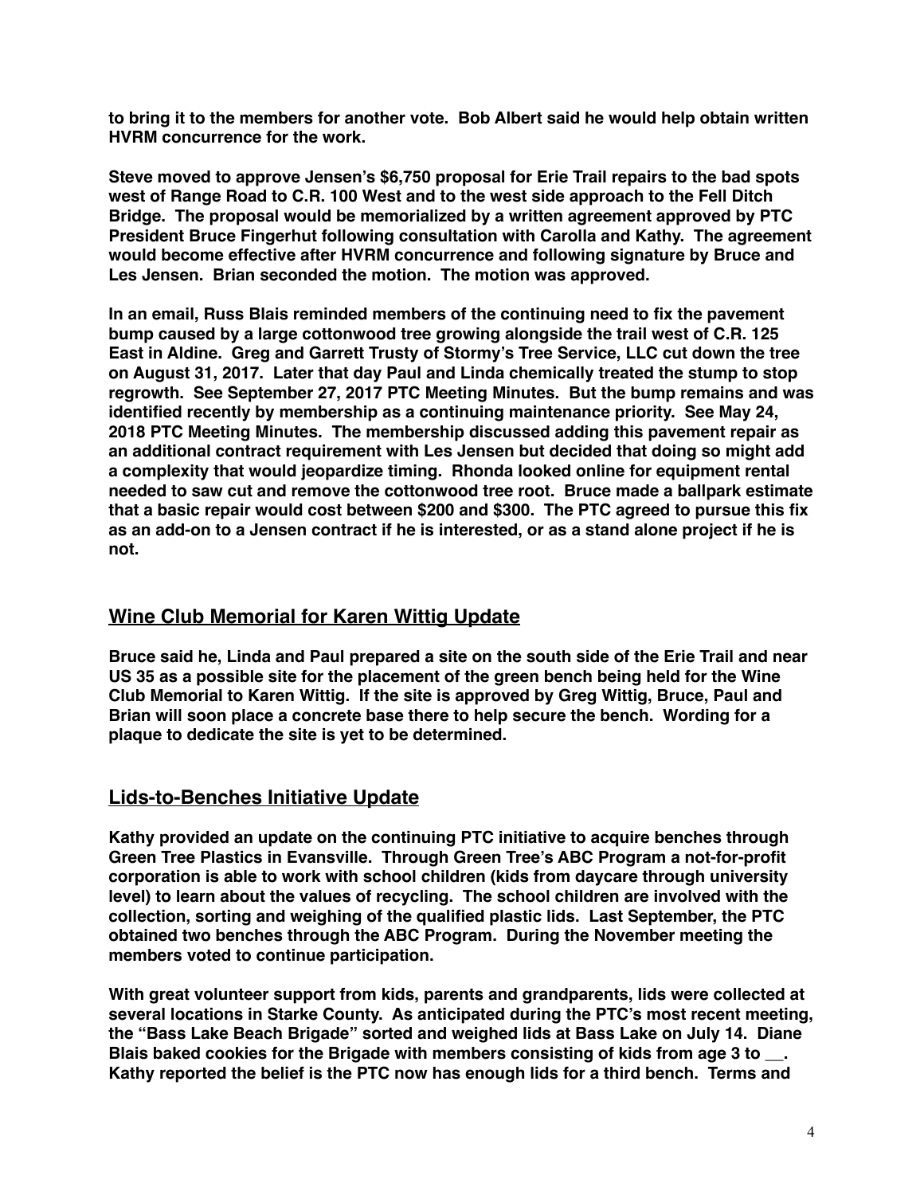**to bring it to the members for another vote. Bob Albert said he would help obtain written HVRM concurrence for the work.**

**Steve moved to approve Jensen's $6,750 proposal for Erie Trail repairs to the bad spots west of Range Road to C.R. 100 West and to the west side approach to the Fell Ditch Bridge. The proposal would be memorialized by a written agreement approved by PTC President Bruce Fingerhut following consultation with Carolla and Kathy. The agreement would become effective after HVRM concurrence and following signature by Bruce and Les Jensen. Brian seconded the motion. The motion was approved.**

**In an email, Russ Blais reminded members of the continuing need to fix the pavement bump caused by a large cottonwood tree growing alongside the trail west of C.R. 125 East in Aldine. Greg and Garrett Trusty of Stormy's Tree Service, LLC cut down the tree on August 31, 2017. Later that day Paul and Linda chemically treated the stump to stop regrowth. See September 27, 2017 PTC Meeting Minutes. But the bump remains and was identified recently by membership as a continuing maintenance priority. See May 24, 2018 PTC Meeting Minutes. The membership discussed adding this pavement repair as an additional contract requirement with Les Jensen but decided that doing so might add a complexity that would jeopardize timing. Rhonda looked online for equipment rental needed to saw cut and remove the cottonwood tree root. Bruce made a ballpark estimate that a basic repair would cost between $200 and $300. The PTC agreed to pursue this fix as an add-on to a Jensen contract if he is interested, or as a stand alone project if he is not.**

## Wine Club Memorial for Karen Wittig Update

**Bruce said he, Linda and Paul prepared a site on the south side of the Erie Trail and near US 35 as a possible site for the placement of the green bench being held for the Wine Club Memorial to Karen Wittig. If the site is approved by Greg Wittig, Bruce, Paul and Brian will soon place a concrete base there to help secure the bench. Wording for a plaque to dedicate the site is yet to be determined.**

## Lids-to-Benches Initiative Update

**Kathy provided an update on the continuing PTC initiative to acquire benches through Green Tree Plastics in Evansville. Through Green Tree's ABC Program a not-for-profit corporation is able to work with school children (kids from daycare through university level) to learn about the values of recycling. The school children are involved with the collection, sorting and weighing of the qualified plastic lids. Last September, the PTC obtained two benches through the ABC Program. During the November meeting the members voted to continue participation.**

**With great volunteer support from kids, parents and grandparents, lids were collected at several locations in Starke County. As anticipated during the PTC's most recent meeting, the "Bass Lake Beach Brigade" sorted and weighed lids at Bass Lake on July 14. Diane Blais baked cookies for the Brigade with members consisting of kids from age 3 to __. Kathy reported the belief is the PTC now has enough lids for a third bench. Terms and**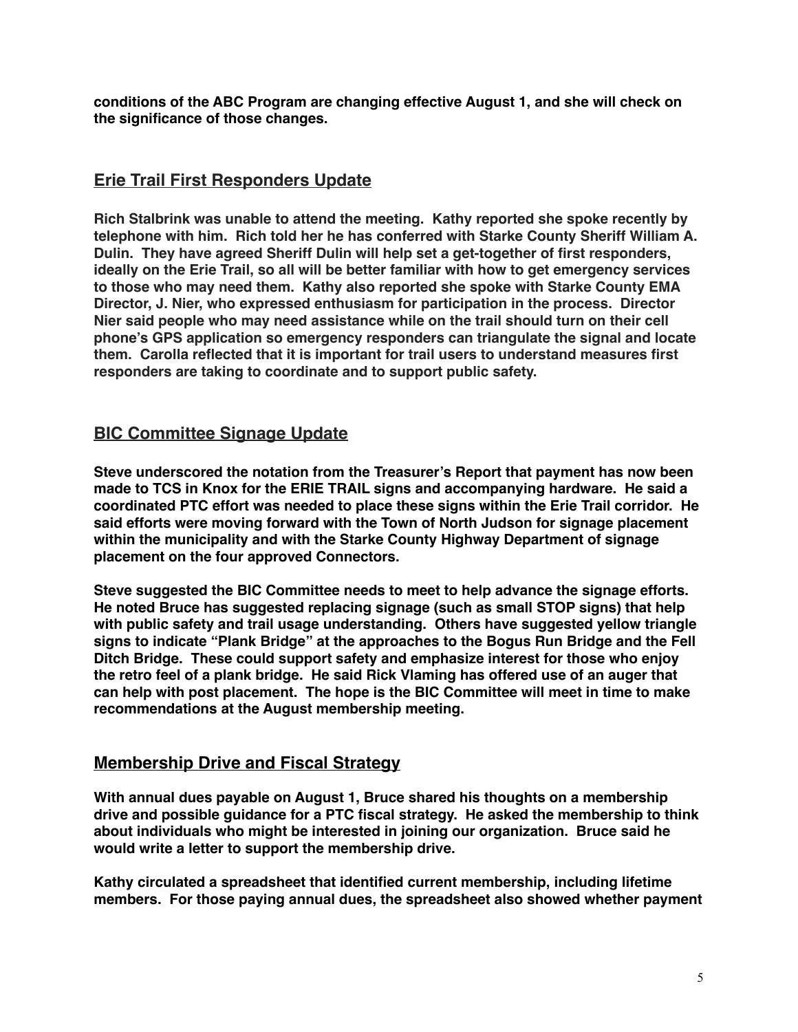**conditions of the ABC Program are changing effective August 1, and she will check on the significance of those changes.**

## Erie Trail First Responders Update

**Rich Stalbrink was unable to attend the meeting. Kathy reported she spoke recently by telephone with him. Rich told her he has conferred with Starke County Sheriff William A. Dulin. They have agreed Sheriff Dulin will help set a get-together of first responders, ideally on the Erie Trail, so all will be better familiar with how to get emergency services to those who may need them. Kathy also reported she spoke with Starke County EMA Director, J. Nier, who expressed enthusiasm for participation in the process. Director Nier said people who may need assistance while on the trail should turn on their cell phone's GPS application so emergency responders can triangulate the signal and locate them. Carolla reflected that it is important for trail users to understand measures first responders are taking to coordinate and to support public safety.**

## BIC Committee Signage Update

**Steve underscored the notation from the Treasurer's Report that payment has now been made to TCS in Knox for the ERIE TRAIL signs and accompanying hardware. He said a coordinated PTC effort was needed to place these signs within the Erie Trail corridor. He said efforts were moving forward with the Town of North Judson for signage placement within the municipality and with the Starke County Highway Department of signage placement on the four approved Connectors.**

**Steve suggested the BIC Committee needs to meet to help advance the signage efforts. He noted Bruce has suggested replacing signage (such as small STOP signs) that help with public safety and trail usage understanding. Others have suggested yellow triangle signs to indicate "Plank Bridge" at the approaches to the Bogus Run Bridge and the Fell Ditch Bridge. These could support safety and emphasize interest for those who enjoy the retro feel of a plank bridge. He said Rick Vlaming has offered use of an auger that can help with post placement. The hope is the BIC Committee will meet in time to make recommendations at the August membership meeting.**

## Membership Drive and Fiscal Strategy

**With annual dues payable on August 1, Bruce shared his thoughts on a membership drive and possible guidance for a PTC fiscal strategy. He asked the membership to think about individuals who might be interested in joining our organization. Bruce said he would write a letter to support the membership drive.**

**Kathy circulated a spreadsheet that identified current membership, including lifetime members. For those paying annual dues, the spreadsheet also showed whether payment**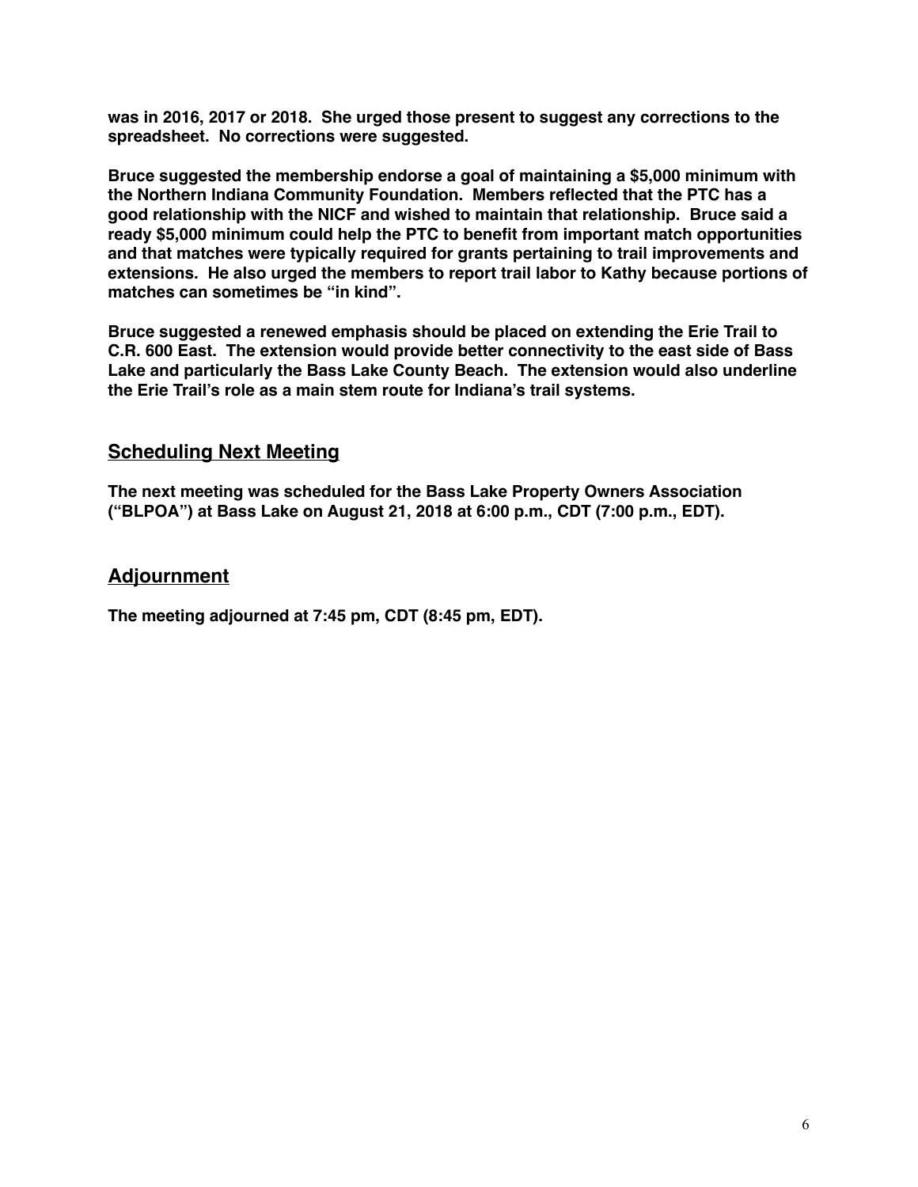**was in 2016, 2017 or 2018. She urged those present to suggest any corrections to the spreadsheet. No corrections were suggested.**

**Bruce suggested the membership endorse a goal of maintaining a $5,000 minimum with the Northern Indiana Community Foundation. Members reflected that the PTC has a good relationship with the NICF and wished to maintain that relationship. Bruce said a ready $5,000 minimum could help the PTC to benefit from important match opportunities and that matches were typically required for grants pertaining to trail improvements and extensions. He also urged the members to report trail labor to Kathy because portions of matches can sometimes be "in kind".**

**Bruce suggested a renewed emphasis should be placed on extending the Erie Trail to C.R. 600 East. The extension would provide better connectivity to the east side of Bass Lake and particularly the Bass Lake County Beach. The extension would also underline the Erie Trail's role as a main stem route for Indiana's trail systems.**

## Scheduling Next Meeting

**The next meeting was scheduled for the Bass Lake Property Owners Association ("BLPOA") at Bass Lake on August 21, 2018 at 6:00 p.m., CDT (7:00 p.m., EDT).**

## Adjournment

**The meeting adjourned at 7:45 pm, CDT (8:45 pm, EDT).**